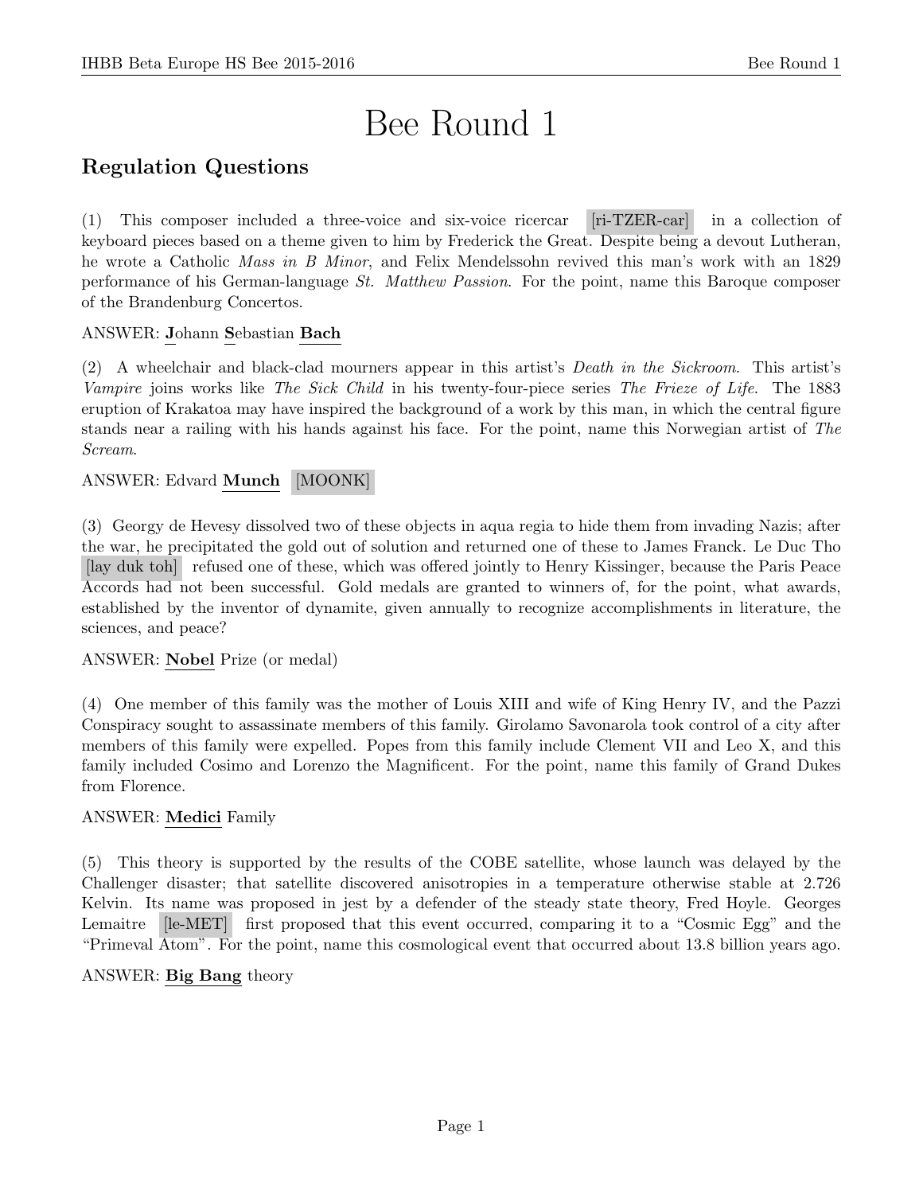# Bee Round 1

## Regulation Questions

(1) This composer included a three-voice and six-voice ricercar [ri-TZER-car] in a collection of keyboard pieces based on a theme given to him by Frederick the Great. Despite being a devout Lutheran, he wrote a Catholic *Mass in B Minor*, and Felix Mendelssohn revived this man's work with an 1829 performance of his German-language *St. Matthew Passion*. For the point, name this Baroque composer of the Brandenburg Concertos.

ANSWER: **J**ohann **S**ebastian **Bach**

(2) A wheelchair and black-clad mourners appear in this artist's *Death in the Sickroom*. This artist's *Vampire* joins works like *The Sick Child* in his twenty-four-piece series *The Frieze of Life*. The 1883 eruption of Krakatoa may have inspired the background of a work by this man, in which the central figure stands near a railing with his hands against his face. For the point, name this Norwegian artist of *The Scream*.

ANSWER: Edvard **Munch** [MOONK]

(3) Georgy de Hevesy dissolved two of these objects in aqua regia to hide them from invading Nazis; after the war, he precipitated the gold out of solution and returned one of these to James Franck. Le Duc Tho [lay duk toh] refused one of these, which was offered jointly to Henry Kissinger, because the Paris Peace Accords had not been successful. Gold medals are granted to winners of, for the point, what awards, established by the inventor of dynamite, given annually to recognize accomplishments in literature, the sciences, and peace?

ANSWER: **Nobel** Prize (or medal)

(4) One member of this family was the mother of Louis XIII and wife of King Henry IV, and the Pazzi Conspiracy sought to assassinate members of this family. Girolamo Savonarola took control of a city after members of this family were expelled. Popes from this family include Clement VII and Leo X, and this family included Cosimo and Lorenzo the Magnificent. For the point, name this family of Grand Dukes from Florence.

ANSWER: **Medici** Family

(5) This theory is supported by the results of the COBE satellite, whose launch was delayed by the Challenger disaster; that satellite discovered anisotropies in a temperature otherwise stable at 2.726 Kelvin. Its name was proposed in jest by a defender of the steady state theory, Fred Hoyle. Georges Lemaitre [le-MET] first proposed that this event occurred, comparing it to a "Cosmic Egg" and the "Primeval Atom". For the point, name this cosmological event that occurred about 13.8 billion years ago.

ANSWER: **Big Bang** theory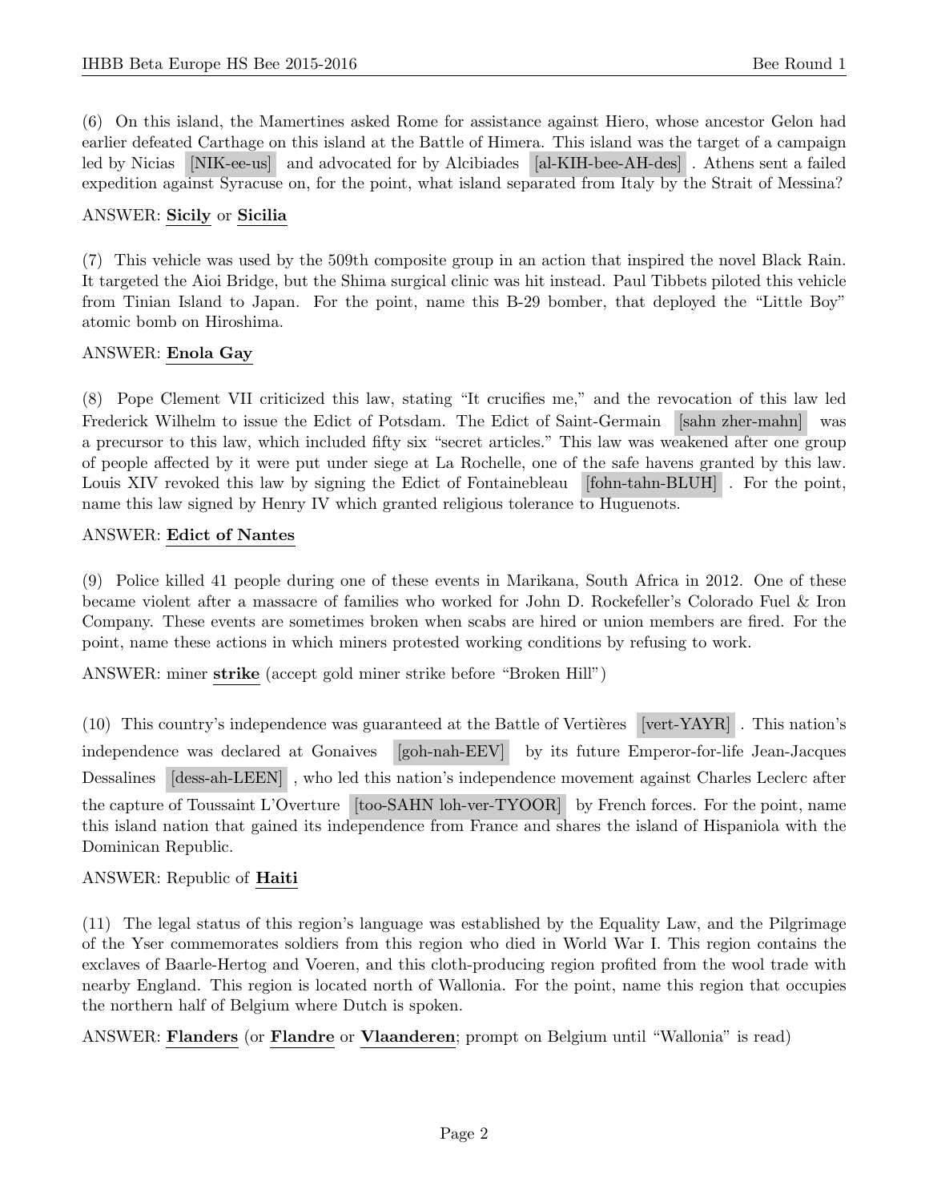(6) On this island, the Mamertines asked Rome for assistance against Hiero, whose ancestor Gelon had earlier defeated Carthage on this island at the Battle of Himera. This island was the target of a campaign led by Nicias [NIK-ee-us] and advocated for by Alcibiades [al-KIH-bee-AH-des]. Athens sent a failed expedition against Syracuse on, for the point, what island separated from Italy by the Strait of Messina?

ANSWER: **Sicily** or **Sicilia**

(7) This vehicle was used by the 509th composite group in an action that inspired the novel Black Rain. It targeted the Aioi Bridge, but the Shima surgical clinic was hit instead. Paul Tibbets piloted this vehicle from Tinian Island to Japan. For the point, name this B-29 bomber, that deployed the "Little Boy" atomic bomb on Hiroshima.

ANSWER: **Enola Gay**

(8) Pope Clement VII criticized this law, stating "It crucifies me," and the revocation of this law led Frederick Wilhelm to issue the Edict of Potsdam. The Edict of Saint-Germain [sahn zher-mahn] was a precursor to this law, which included fifty six "secret articles." This law was weakened after one group of people affected by it were put under siege at La Rochelle, one of the safe havens granted by this law. Louis XIV revoked this law by signing the Edict of Fontainebleau [fohn-tahn-BLUH]. For the point, name this law signed by Henry IV which granted religious tolerance to Huguenots.

ANSWER: **Edict of Nantes**

(9) Police killed 41 people during one of these events in Marikana, South Africa in 2012. One of these became violent after a massacre of families who worked for John D. Rockefeller's Colorado Fuel & Iron Company. These events are sometimes broken when scabs are hired or union members are fired. For the point, name these actions in which miners protested working conditions by refusing to work.

ANSWER: miner **strike** (accept gold miner strike before "Broken Hill")

(10) This country's independence was guaranteed at the Battle of Vertières [vert-YAYR]. This nation's independence was declared at Gonaives [goh-nah-EEV] by its future Emperor-for-life Jean-Jacques Dessalines [dess-ah-LEEN], who led this nation's independence movement against Charles Leclerc after the capture of Toussaint L'Overture [too-SAHN loh-ver-TYOOR] by French forces. For the point, name this island nation that gained its independence from France and shares the island of Hispaniola with the Dominican Republic.

ANSWER: Republic of **Haiti**

(11) The legal status of this region's language was established by the Equality Law, and the Pilgrimage of the Yser commemorates soldiers from this region who died in World War I. This region contains the exclaves of Baarle-Hertog and Voeren, and this cloth-producing region profited from the wool trade with nearby England. This region is located north of Wallonia. For the point, name this region that occupies the northern half of Belgium where Dutch is spoken.

ANSWER: **Flanders** (or **Flandre** or **Vlaanderen**; prompt on Belgium until "Wallonia" is read)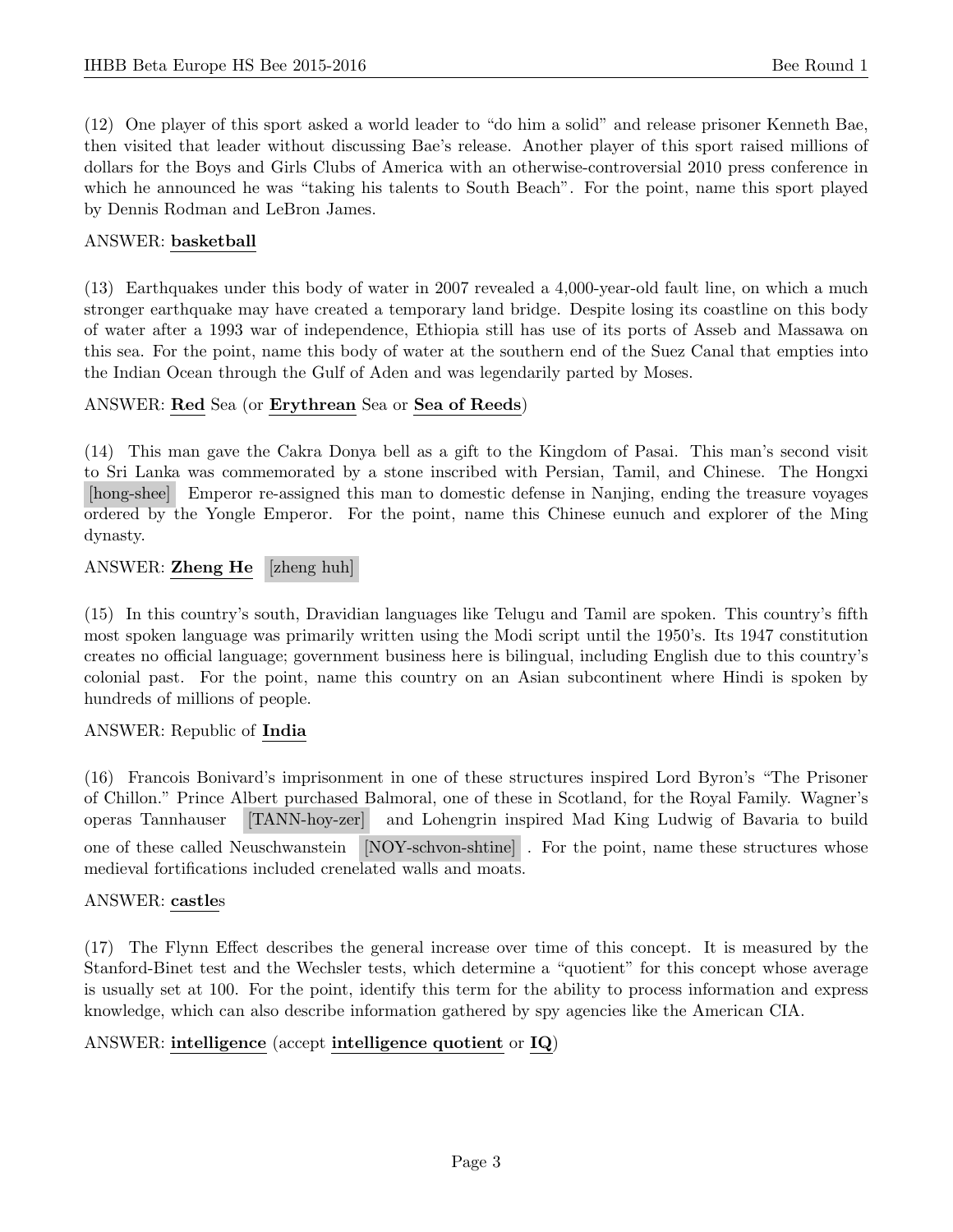(12) One player of this sport asked a world leader to "do him a solid" and release prisoner Kenneth Bae, then visited that leader without discussing Bae's release. Another player of this sport raised millions of dollars for the Boys and Girls Clubs of America with an otherwise-controversial 2010 press conference in which he announced he was "taking his talents to South Beach". For the point, name this sport played by Dennis Rodman and LeBron James.

ANSWER: **basketball**

(13) Earthquakes under this body of water in 2007 revealed a 4,000-year-old fault line, on which a much stronger earthquake may have created a temporary land bridge. Despite losing its coastline on this body of water after a 1993 war of independence, Ethiopia still has use of its ports of Asseb and Massawa on this sea. For the point, name this body of water at the southern end of the Suez Canal that empties into the Indian Ocean through the Gulf of Aden and was legendarily parted by Moses.

ANSWER: **Red** Sea (or **Erythrean** Sea or **Sea of Reeds**)

(14) This man gave the Cakra Donya bell as a gift to the Kingdom of Pasai. This man's second visit to Sri Lanka was commemorated by a stone inscribed with Persian, Tamil, and Chinese. The Hongxi [hong-shee] Emperor re-assigned this man to domestic defense in Nanjing, ending the treasure voyages ordered by the Yongle Emperor. For the point, name this Chinese eunuch and explorer of the Ming dynasty.

ANSWER: **Zheng He** [zheng huh]

(15) In this country's south, Dravidian languages like Telugu and Tamil are spoken. This country's fifth most spoken language was primarily written using the Modi script until the 1950's. Its 1947 constitution creates no official language; government business here is bilingual, including English due to this country's colonial past. For the point, name this country on an Asian subcontinent where Hindi is spoken by hundreds of millions of people.

ANSWER: Republic of **India**

(16) Francois Bonivard's imprisonment in one of these structures inspired Lord Byron's "The Prisoner of Chillon." Prince Albert purchased Balmoral, one of these in Scotland, for the Royal Family. Wagner's operas Tannhauser [TANN-hoy-zer] and Lohengrin inspired Mad King Ludwig of Bavaria to build one of these called Neuschwanstein [NOY-schvon-shtine]. For the point, name these structures whose medieval fortifications included crenelated walls and moats.

ANSWER: **castle**s

(17) The Flynn Effect describes the general increase over time of this concept. It is measured by the Stanford-Binet test and the Wechsler tests, which determine a "quotient" for this concept whose average is usually set at 100. For the point, identify this term for the ability to process information and express knowledge, which can also describe information gathered by spy agencies like the American CIA.

ANSWER: **intelligence** (accept **intelligence quotient** or **IQ**)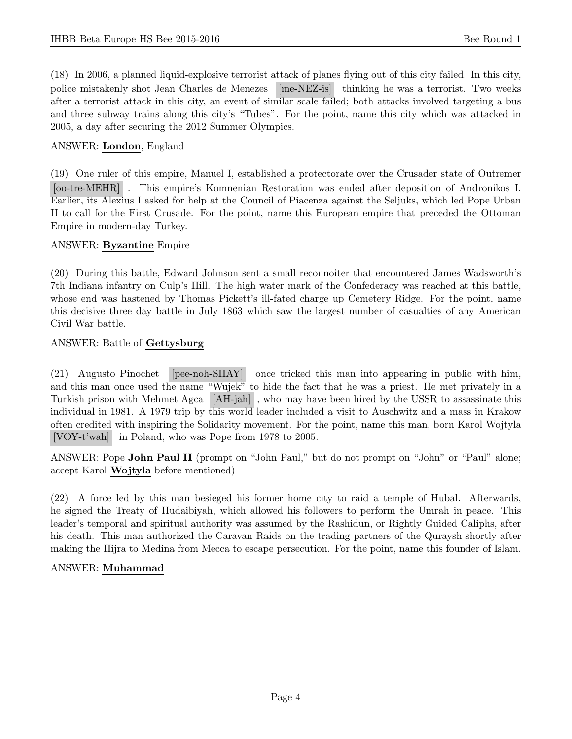(18) In 2006, a planned liquid-explosive terrorist attack of planes flying out of this city failed. In this city, police mistakenly shot Jean Charles de Menezes [me-NEZ-is] thinking he was a terrorist. Two weeks after a terrorist attack in this city, an event of similar scale failed; both attacks involved targeting a bus and three subway trains along this city's "Tubes". For the point, name this city which was attacked in 2005, a day after securing the 2012 Summer Olympics.

ANSWER: **London**, England

(19) One ruler of this empire, Manuel I, established a protectorate over the Crusader state of Outremer [oo-tre-MEHR]. This empire's Komnenian Restoration was ended after deposition of Andronikos I. Earlier, its Alexius I asked for help at the Council of Piacenza against the Seljuks, which led Pope Urban II to call for the First Crusade. For the point, name this European empire that preceded the Ottoman Empire in modern-day Turkey.

ANSWER: **Byzantine** Empire

(20) During this battle, Edward Johnson sent a small reconnoiter that encountered James Wadsworth's 7th Indiana infantry on Culp's Hill. The high water mark of the Confederacy was reached at this battle, whose end was hastened by Thomas Pickett's ill-fated charge up Cemetery Ridge. For the point, name this decisive three day battle in July 1863 which saw the largest number of casualties of any American Civil War battle.

ANSWER: Battle of **Gettysburg**

(21) Augusto Pinochet [pee-noh-SHAY] once tricked this man into appearing in public with him, and this man once used the name "Wujek" to hide the fact that he was a priest. He met privately in a Turkish prison with Mehmet Agca [AH-jah], who may have been hired by the USSR to assassinate this individual in 1981. A 1979 trip by this world leader included a visit to Auschwitz and a mass in Krakow often credited with inspiring the Solidarity movement. For the point, name this man, born Karol Wojtyla [VOY-t'wah] in Poland, who was Pope from 1978 to 2005.

ANSWER: Pope **John Paul II** (prompt on "John Paul," but do not prompt on "John" or "Paul" alone; accept Karol **Wojtyla** before mentioned)

(22) A force led by this man besieged his former home city to raid a temple of Hubal. Afterwards, he signed the Treaty of Hudaibiyah, which allowed his followers to perform the Umrah in peace. This leader's temporal and spiritual authority was assumed by the Rashidun, or Rightly Guided Caliphs, after his death. This man authorized the Caravan Raids on the trading partners of the Quraysh shortly after making the Hijra to Medina from Mecca to escape persecution. For the point, name this founder of Islam.

ANSWER: **Muhammad**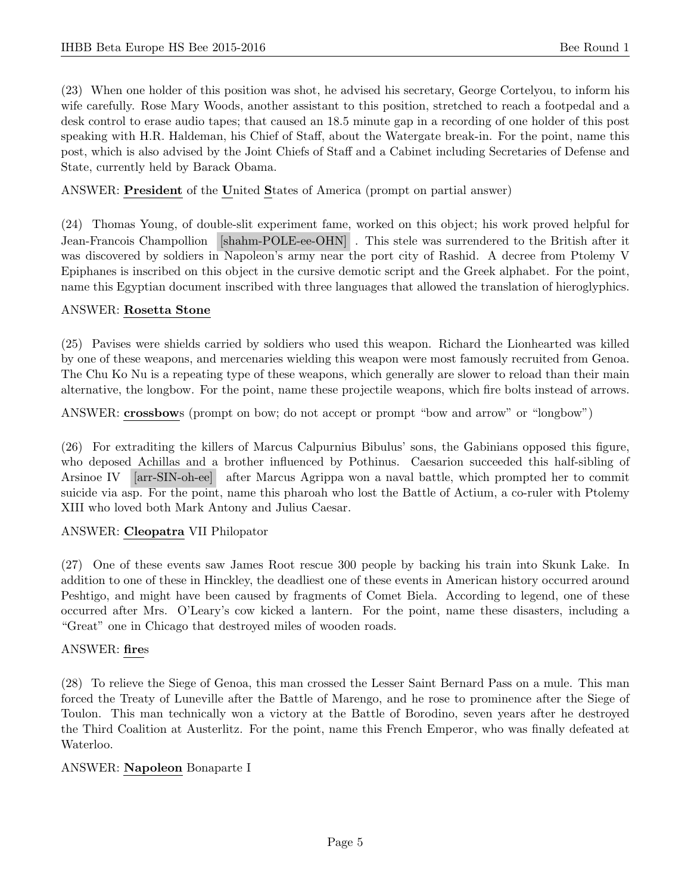(23) When one holder of this position was shot, he advised his secretary, George Cortelyou, to inform his wife carefully. Rose Mary Woods, another assistant to this position, stretched to reach a footpedal and a desk control to erase audio tapes; that caused an 18.5 minute gap in a recording of one holder of this post speaking with H.R. Haldeman, his Chief of Staff, about the Watergate break-in. For the point, name this post, which is also advised by the Joint Chiefs of Staff and a Cabinet including Secretaries of Defense and State, currently held by Barack Obama.

ANSWER: **President** of the **U**nited **S**tates of America (prompt on partial answer)

(24) Thomas Young, of double-slit experiment fame, worked on this object; his work proved helpful for Jean-Francois Champollion [shahm-POLE-ee-OHN] . This stele was surrendered to the British after it was discovered by soldiers in Napoleon's army near the port city of Rashid. A decree from Ptolemy V Epiphanes is inscribed on this object in the cursive demotic script and the Greek alphabet. For the point, name this Egyptian document inscribed with three languages that allowed the translation of hieroglyphics.

ANSWER: **Rosetta Stone**

(25) Pavises were shields carried by soldiers who used this weapon. Richard the Lionhearted was killed by one of these weapons, and mercenaries wielding this weapon were most famously recruited from Genoa. The Chu Ko Nu is a repeating type of these weapons, which generally are slower to reload than their main alternative, the longbow. For the point, name these projectile weapons, which fire bolts instead of arrows.

ANSWER: **crossbow**s (prompt on bow; do not accept or prompt "bow and arrow" or "longbow")

(26) For extraditing the killers of Marcus Calpurnius Bibulus' sons, the Gabinians opposed this figure, who deposed Achillas and a brother influenced by Pothinus. Caesarion succeeded this half-sibling of Arsinoe IV [arr-SIN-oh-ee] after Marcus Agrippa won a naval battle, which prompted her to commit suicide via asp. For the point, name this pharoah who lost the Battle of Actium, a co-ruler with Ptolemy XIII who loved both Mark Antony and Julius Caesar.

ANSWER: **Cleopatra** VII Philopator

(27) One of these events saw James Root rescue 300 people by backing his train into Skunk Lake. In addition to one of these in Hinckley, the deadliest one of these events in American history occurred around Peshtigo, and might have been caused by fragments of Comet Biela. According to legend, one of these occurred after Mrs. O'Leary's cow kicked a lantern. For the point, name these disasters, including a "Great" one in Chicago that destroyed miles of wooden roads.

ANSWER: **fire**s

(28) To relieve the Siege of Genoa, this man crossed the Lesser Saint Bernard Pass on a mule. This man forced the Treaty of Luneville after the Battle of Marengo, and he rose to prominence after the Siege of Toulon. This man technically won a victory at the Battle of Borodino, seven years after he destroyed the Third Coalition at Austerlitz. For the point, name this French Emperor, who was finally defeated at Waterloo.

ANSWER: **Napoleon** Bonaparte I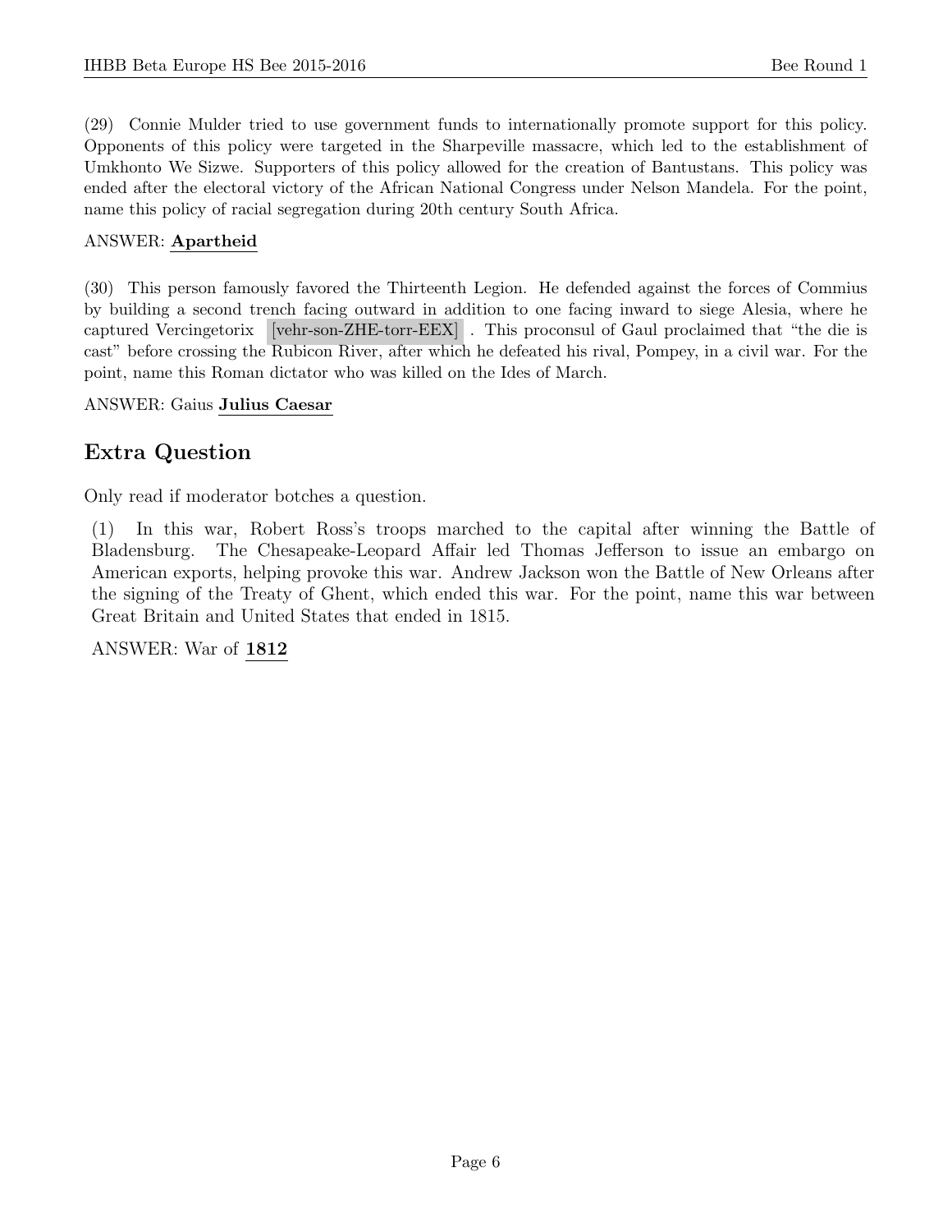(29) Connie Mulder tried to use government funds to internationally promote support for this policy. Opponents of this policy were targeted in the Sharpeville massacre, which led to the establishment of Umkhonto We Sizwe. Supporters of this policy allowed for the creation of Bantustans. This policy was ended after the electoral victory of the African National Congress under Nelson Mandela. For the point, name this policy of racial segregation during 20th century South Africa.

ANSWER: **Apartheid**

(30) This person famously favored the Thirteenth Legion. He defended against the forces of Commius by building a second trench facing outward in addition to one facing inward to siege Alesia, where he captured Vercingetorix [vehr-son-ZHE-torr-EEX] . This proconsul of Gaul proclaimed that "the die is cast" before crossing the Rubicon River, after which he defeated his rival, Pompey, in a civil war. For the point, name this Roman dictator who was killed on the Ides of March.

ANSWER: Gaius **Julius Caesar**

## Extra Question

Only read if moderator botches a question.

(1) In this war, Robert Ross's troops marched to the capital after winning the Battle of Bladensburg. The Chesapeake-Leopard Affair led Thomas Jefferson to issue an embargo on American exports, helping provoke this war. Andrew Jackson won the Battle of New Orleans after the signing of the Treaty of Ghent, which ended this war. For the point, name this war between Great Britain and United States that ended in 1815.

ANSWER: War of **1812**